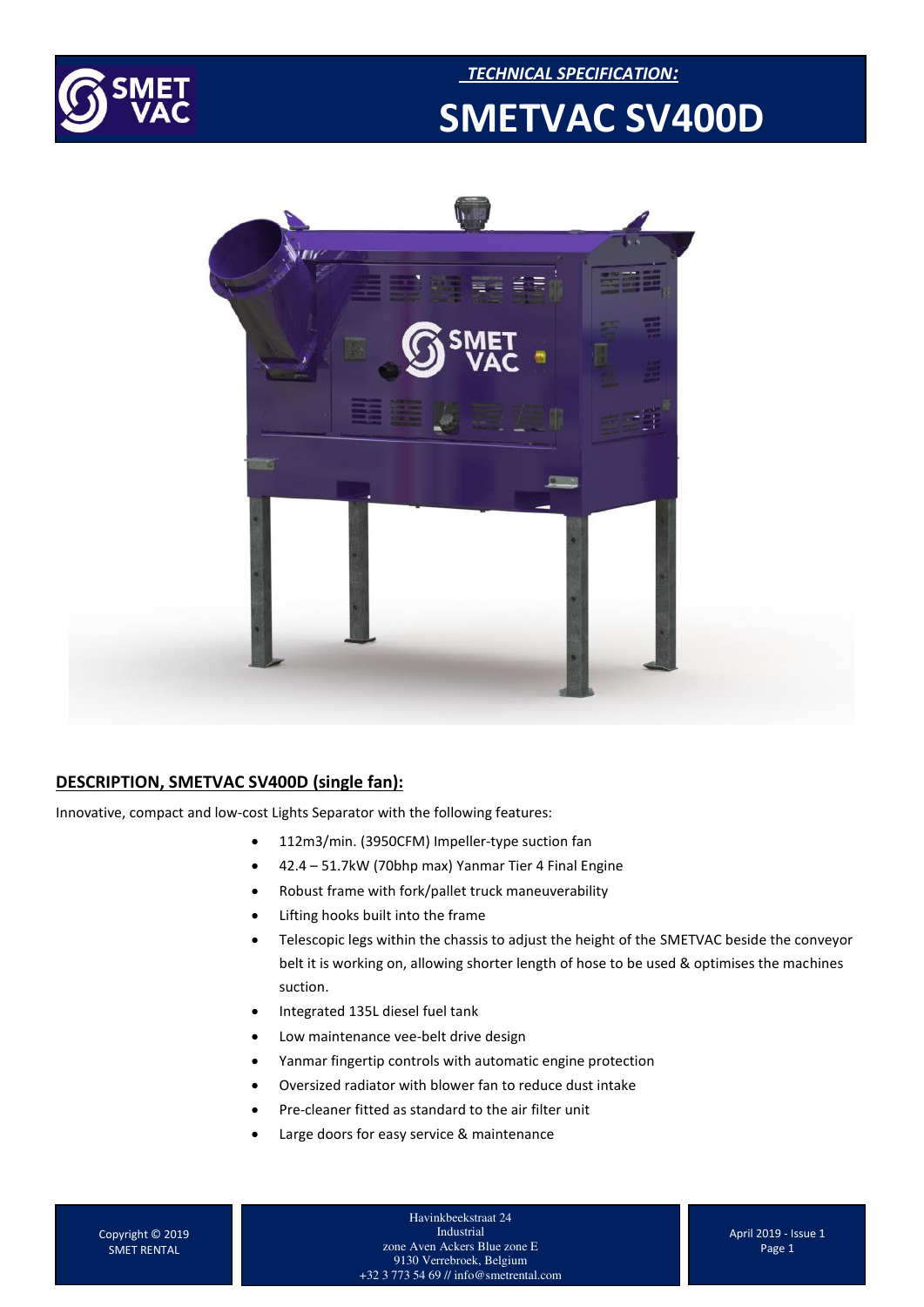*TECHNICAL SPECIFICATION:*

# SMETVAC SV400D

## DESCRIPTION, SMETVAC SV400D (single fan):

Innovative, compact and low-cost Lights Separator with the following features:

- 112m3/min. (3950CFM) Impeller-type suction fan
- 42.4 – 51.7kW (70bhp max) Yanmar Tier 4 Final Engine
- Robust frame with fork/pallet truck maneuverability
- Lifting hooks built into the frame
- Telescopic legs within the chassis to adjust the height of the SMETVAC beside the conveyor belt it is working on, allowing shorter length of hose to be used & optimises the machines suction.
- Integrated 135L diesel fuel tank
- Low maintenance vee-belt drive design
- Yanmar fingertip controls with automatic engine protection
- Oversized radiator with blower fan to reduce dust intake
- Pre-cleaner fitted as standard to the air filter unit
- Large doors for easy service & maintenance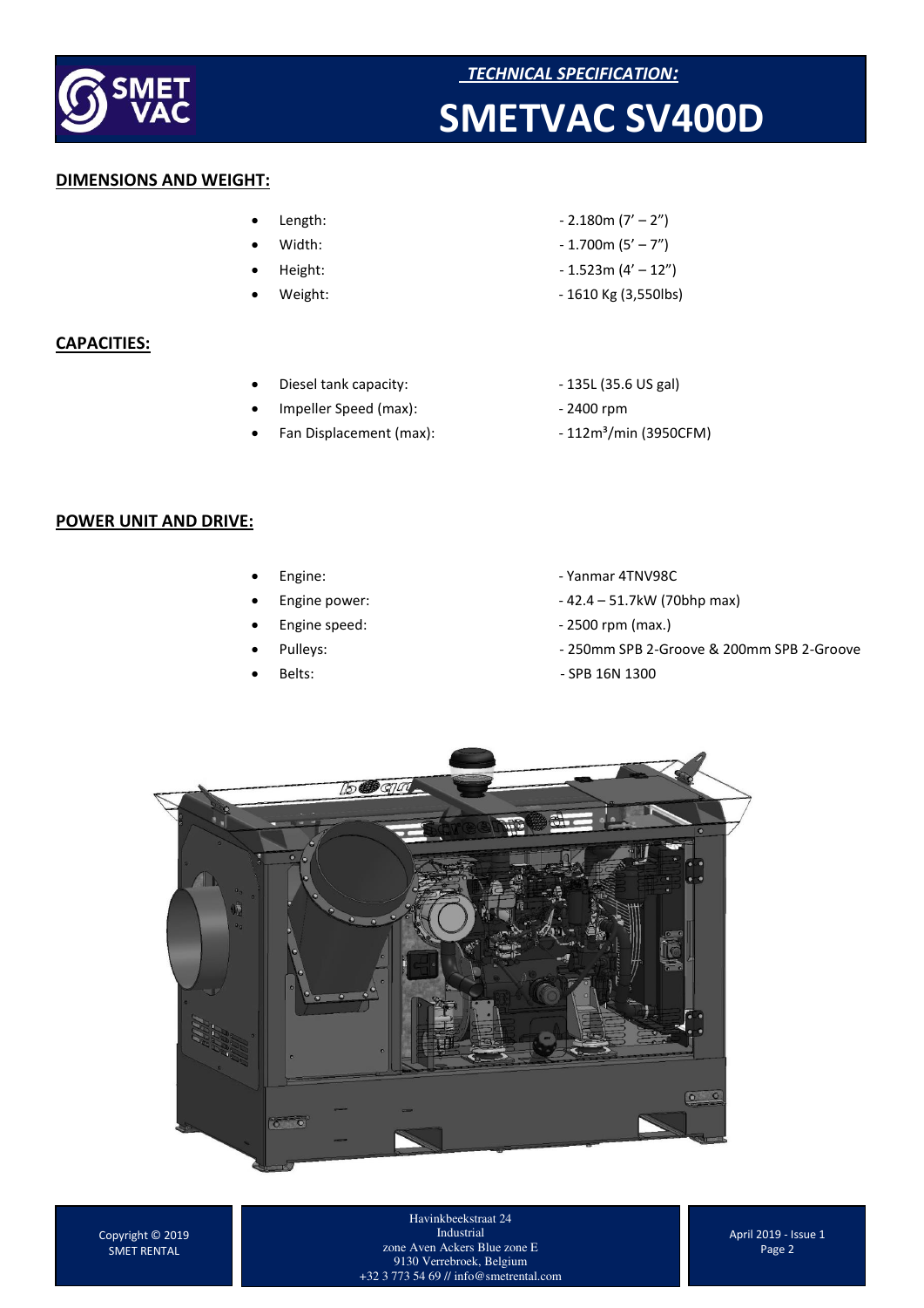# TECHNICAL SPECIFICATION:

# SMETVAC SV400D

## DIMENSIONS AND WEIGHT:

- Length: - 2.180m (7' – 2")
- Width: - 1.700m (5' – 7")
- Height: - 1.523m (4' – 12")
- Weight: - 1610 Kg (3,550lbs)

## CAPACITIES:

- Diesel tank capacity: - 135L (35.6 US gal)
- Impeller Speed (max): - 2400 rpm
- Fan Displacement (max): - 112m³/min (3950CFM)

## POWER UNIT AND DRIVE:

- Engine: - Yanmar 4TNV98C
- Engine power: - 42.4 – 51.7kW (70bhp max)
- Engine speed: - 2500 rpm (max.)
- Pulleys: - 250mm SPB 2-Groove & 200mm SPB 2-Groove
- Belts: - SPB 16N 1300

Copyright © 2019
SMET RENTAL

Havinkbeekstraat 24
Industrial
zone Aven Ackers Blue zone E
9130 Verrebroek, Belgium
+32 3 773 54 69 // info@smetrental.com

April 2019 - Issue 1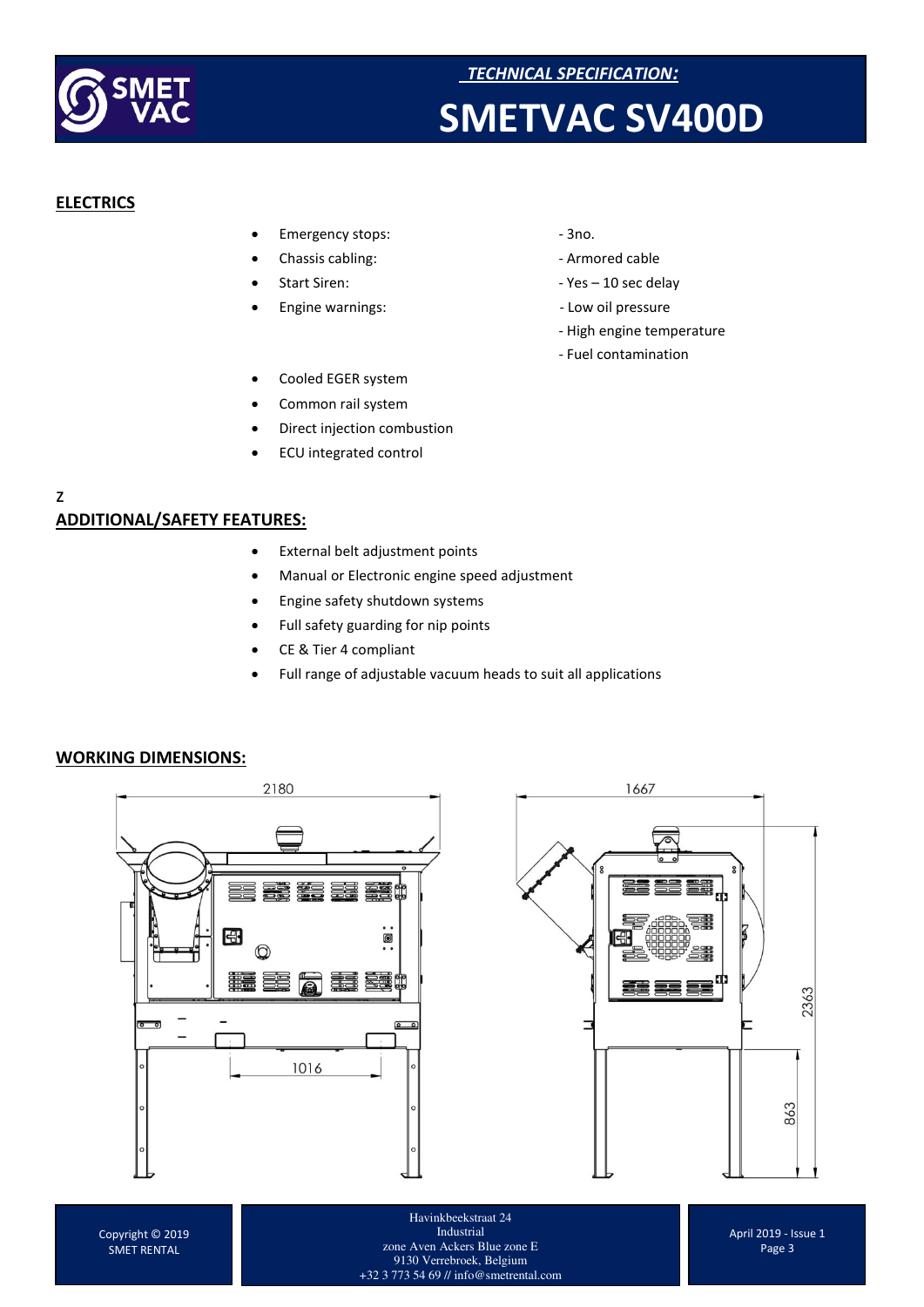## ELECTRICS

- Emergency stops: - 3no.
- Chassis cabling: - Armored cable
- Start Siren: - Yes – 10 sec delay
- Engine warnings: - Low oil pressure
  - High engine temperature
  - Fuel contamination

- Cooled EGER system
- Common rail system
- Direct injection combustion
- ECU integrated control

Z

## ADDITIONAL/SAFETY FEATURES:

- External belt adjustment points
- Manual or Electronic engine speed adjustment
- Engine safety shutdown systems
- Full safety guarding for nip points
- CE & Tier 4 compliant
- Full range of adjustable vacuum heads to suit all applications

## WORKING DIMENSIONS:

2180

1016

1667

2363

863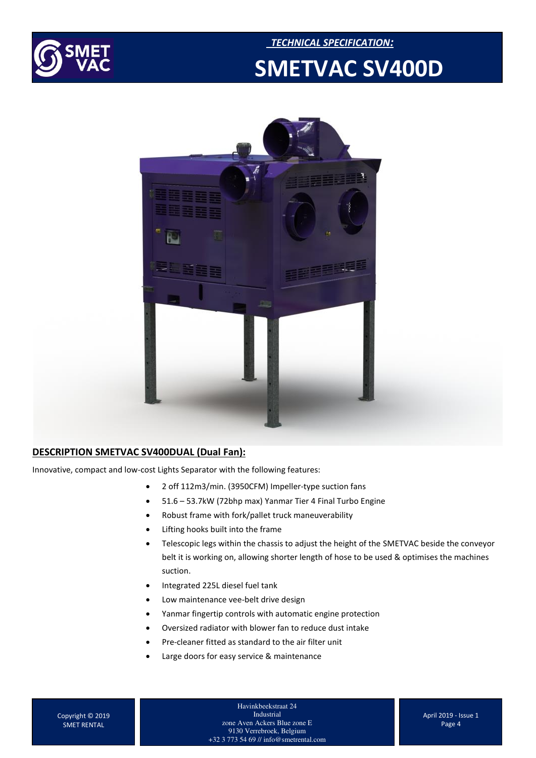*TECHNICAL SPECIFICATION:*

# SMETVAC SV400D

## DESCRIPTION SMETVAC SV400DUAL (Dual Fan):

Innovative, compact and low-cost Lights Separator with the following features:

- 2 off 112m3/min. (3950CFM) Impeller-type suction fans
- 51.6 – 53.7kW (72bhp max) Yanmar Tier 4 Final Turbo Engine
- Robust frame with fork/pallet truck maneuverability
- Lifting hooks built into the frame
- Telescopic legs within the chassis to adjust the height of the SMETVAC beside the conveyor belt it is working on, allowing shorter length of hose to be used & optimises the machines suction.
- Integrated 225L diesel fuel tank
- Low maintenance vee-belt drive design
- Yanmar fingertip controls with automatic engine protection
- Oversized radiator with blower fan to reduce dust intake
- Pre-cleaner fitted as standard to the air filter unit
- Large doors for easy service & maintenance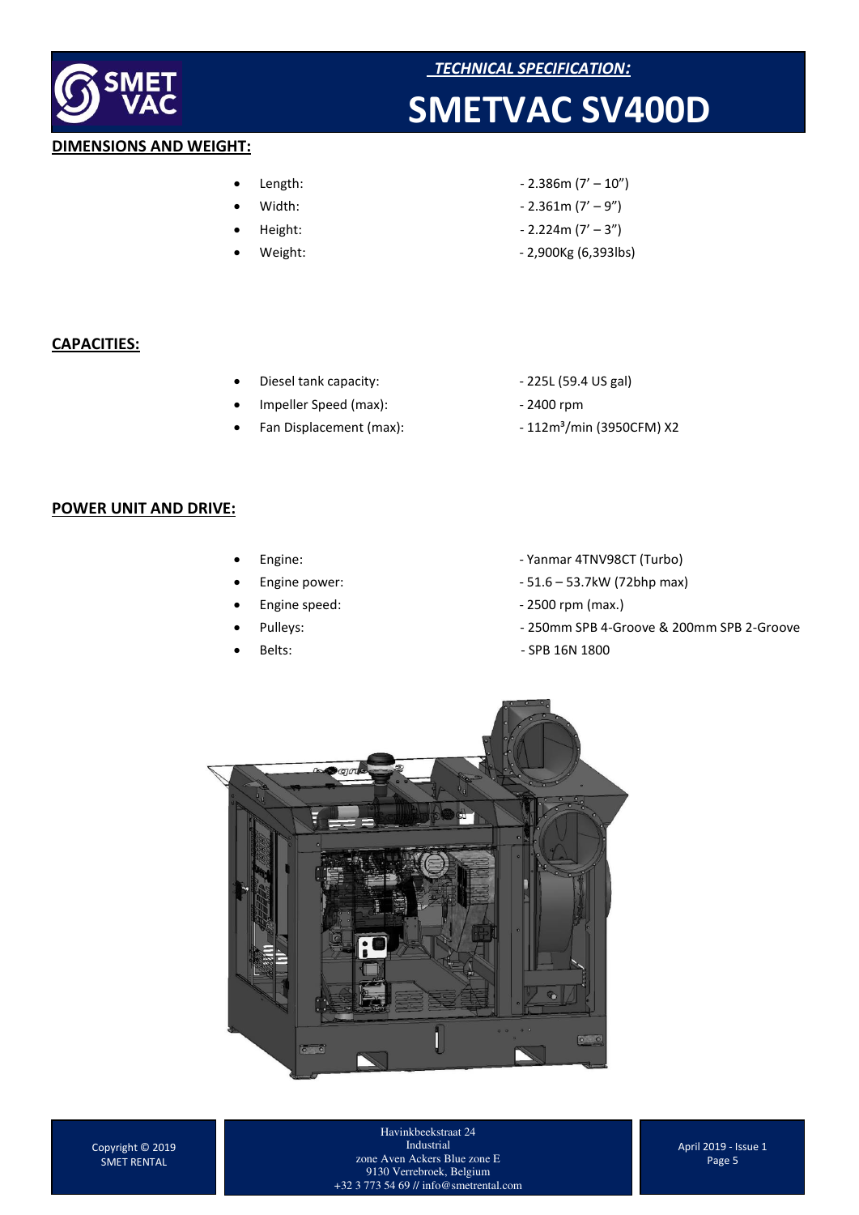*TECHNICAL SPECIFICATION:*

# SMETVAC SV400D

## DIMENSIONS AND WEIGHT:

- Length: - 2.386m (7' – 10")
- Width: - 2.361m (7' – 9")
- Height: - 2.224m (7' – 3")
- Weight: - 2,900Kg (6,393lbs)

## CAPACITIES:

- Diesel tank capacity: - 225L (59.4 US gal)
- Impeller Speed (max): - 2400 rpm
- Fan Displacement (max): - 112m³/min (3950CFM) X2

## POWER UNIT AND DRIVE:

- Engine: - Yanmar 4TNV98CT (Turbo)
- Engine power: - 51.6 – 53.7kW (72bhp max)
- Engine speed: - 2500 rpm (max.)
- Pulleys: - 250mm SPB 4-Groove & 200mm SPB 2-Groove
- Belts: - SPB 16N 1800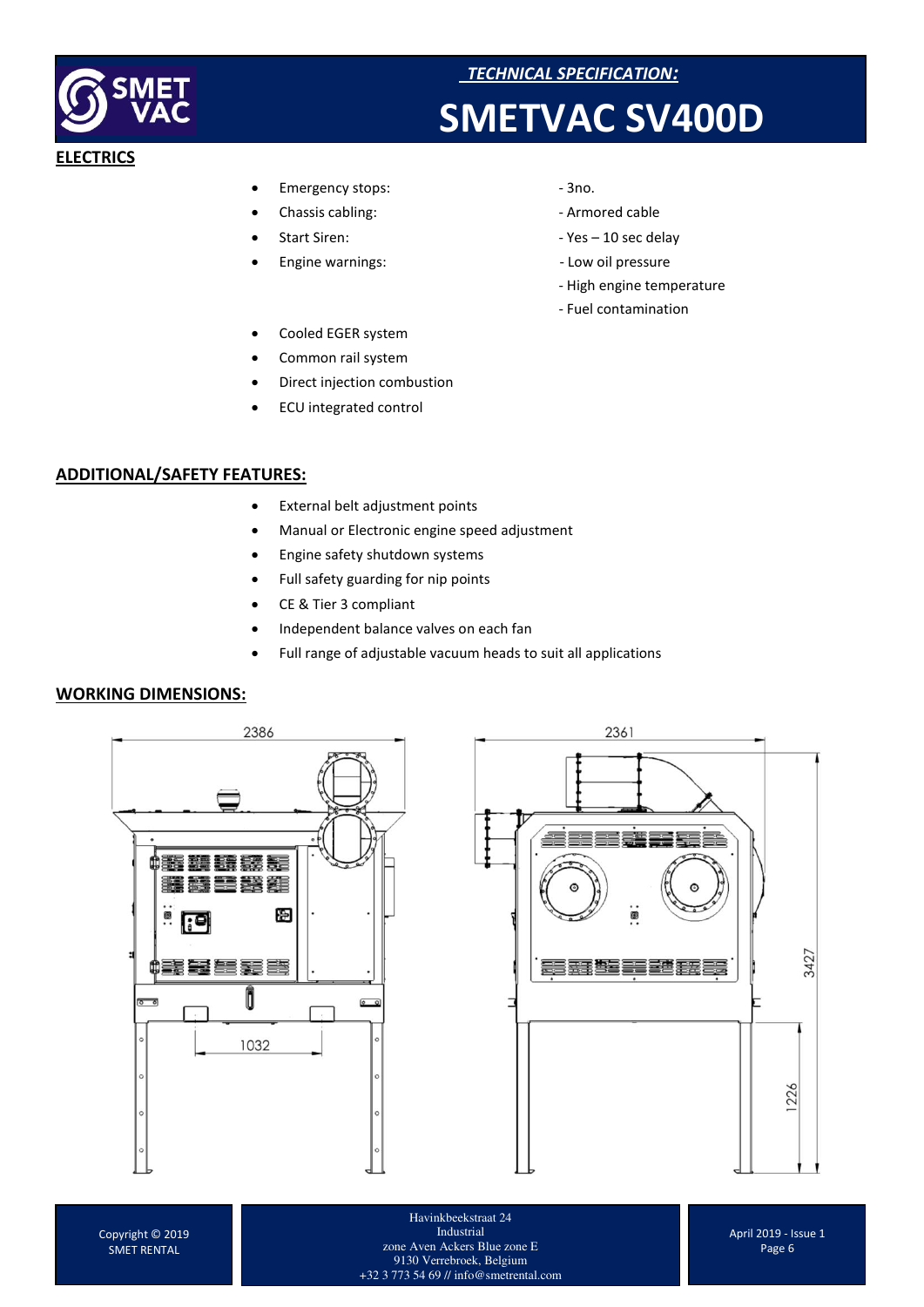## ELECTRICS

- Emergency stops: - 3no.
- Chassis cabling: - Armored cable
- Start Siren: - Yes – 10 sec delay
- Engine warnings: - Low oil pressure
  - High engine temperature
  - Fuel contamination

- Cooled EGER system
- Common rail system
- Direct injection combustion
- ECU integrated control

## ADDITIONAL/SAFETY FEATURES:

- External belt adjustment points
- Manual or Electronic engine speed adjustment
- Engine safety shutdown systems
- Full safety guarding for nip points
- CE & Tier 3 compliant
- Independent balance valves on each fan
- Full range of adjustable vacuum heads to suit all applications

## WORKING DIMENSIONS:

2386

1032

2361

3427

1226

Copyright © 2019
SMET RENTAL

Havinkbeekstraat 24
Industrial
zone Aven Ackers Blue zone E
9130 Verrebroek, Belgium
+32 3 773 54 69 // info@smetrental.com

April 2019 - Issue 1